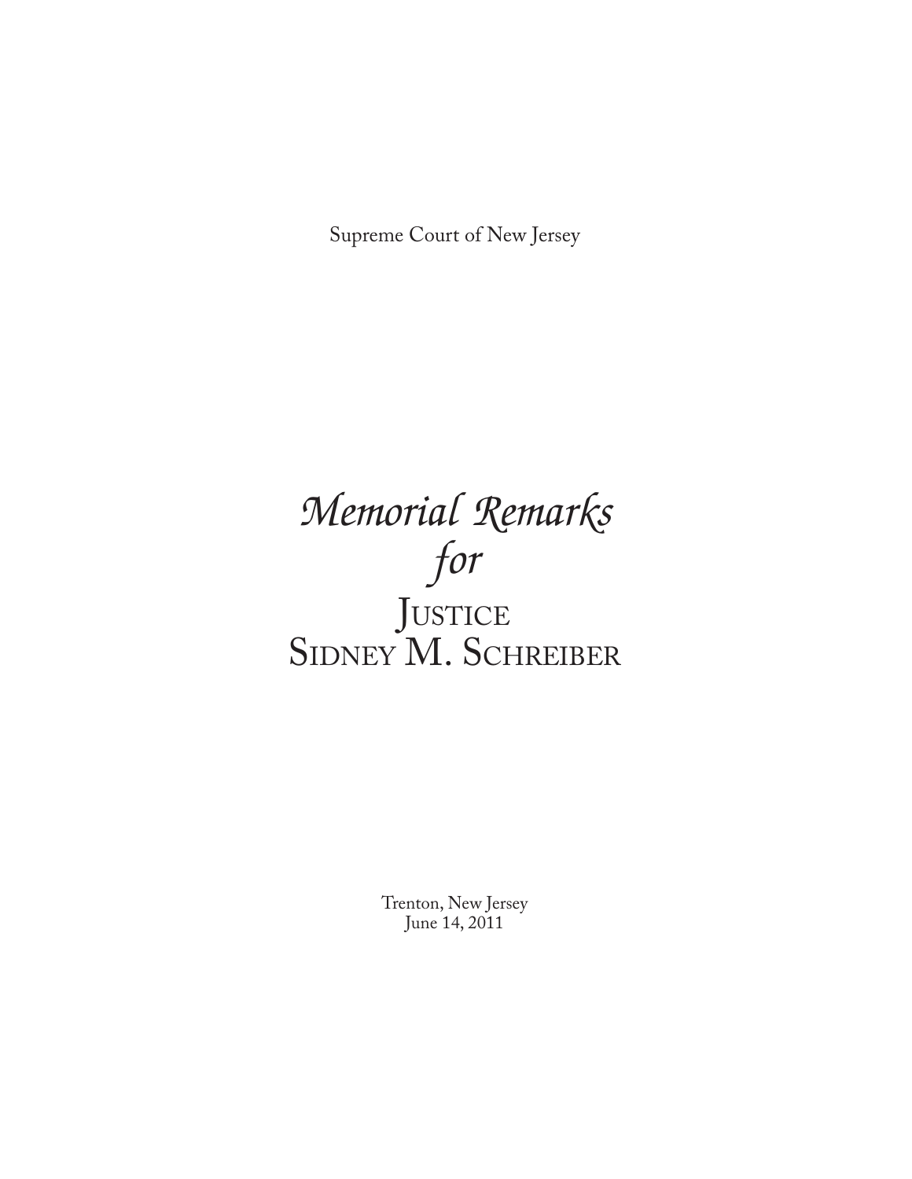Supreme Court of New Jersey

# *Memorial Remarks for*

# Justice Sidney M. Schreiber

Trenton, New Jersey
June 14, 2011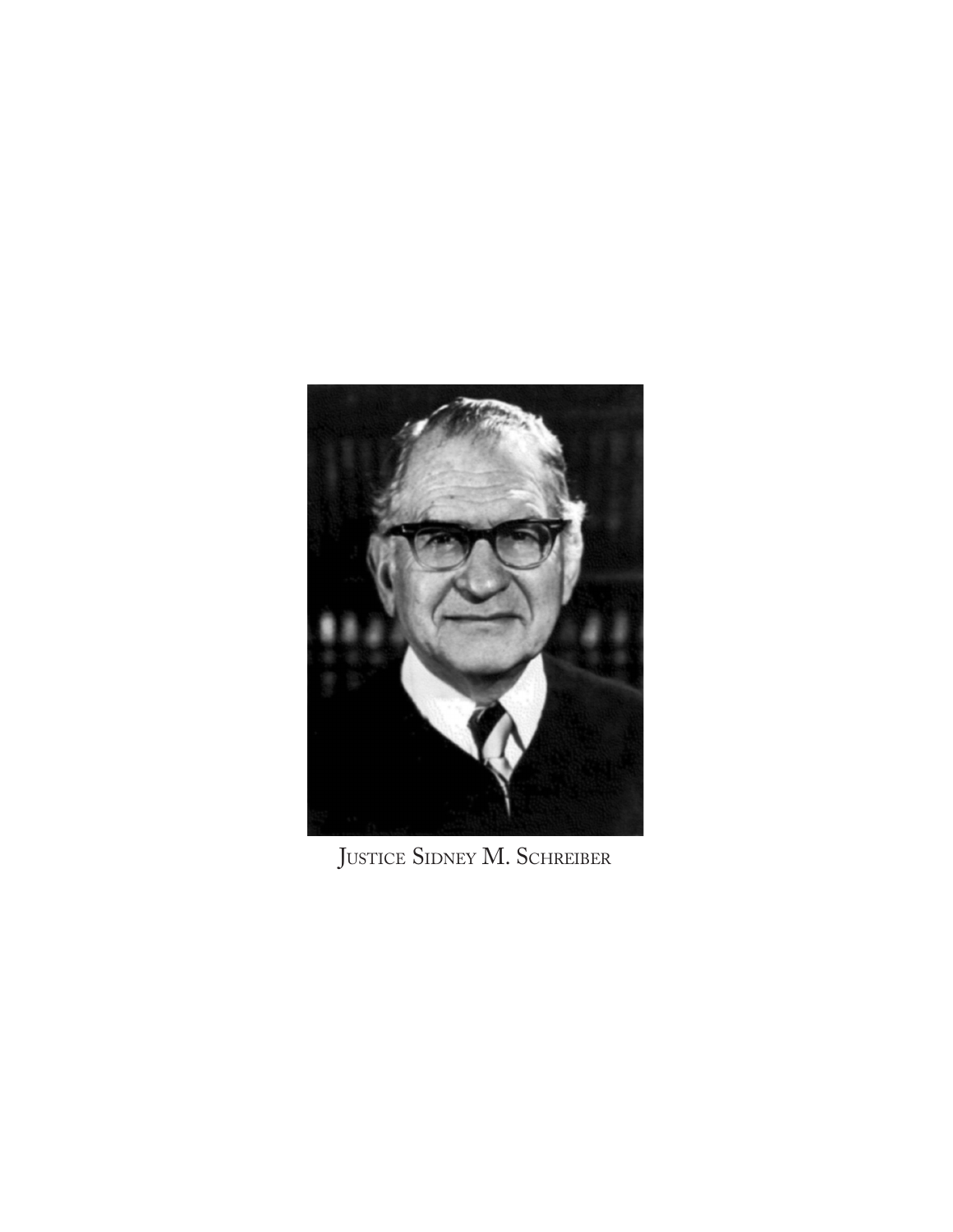Justice Sidney M. Schreiber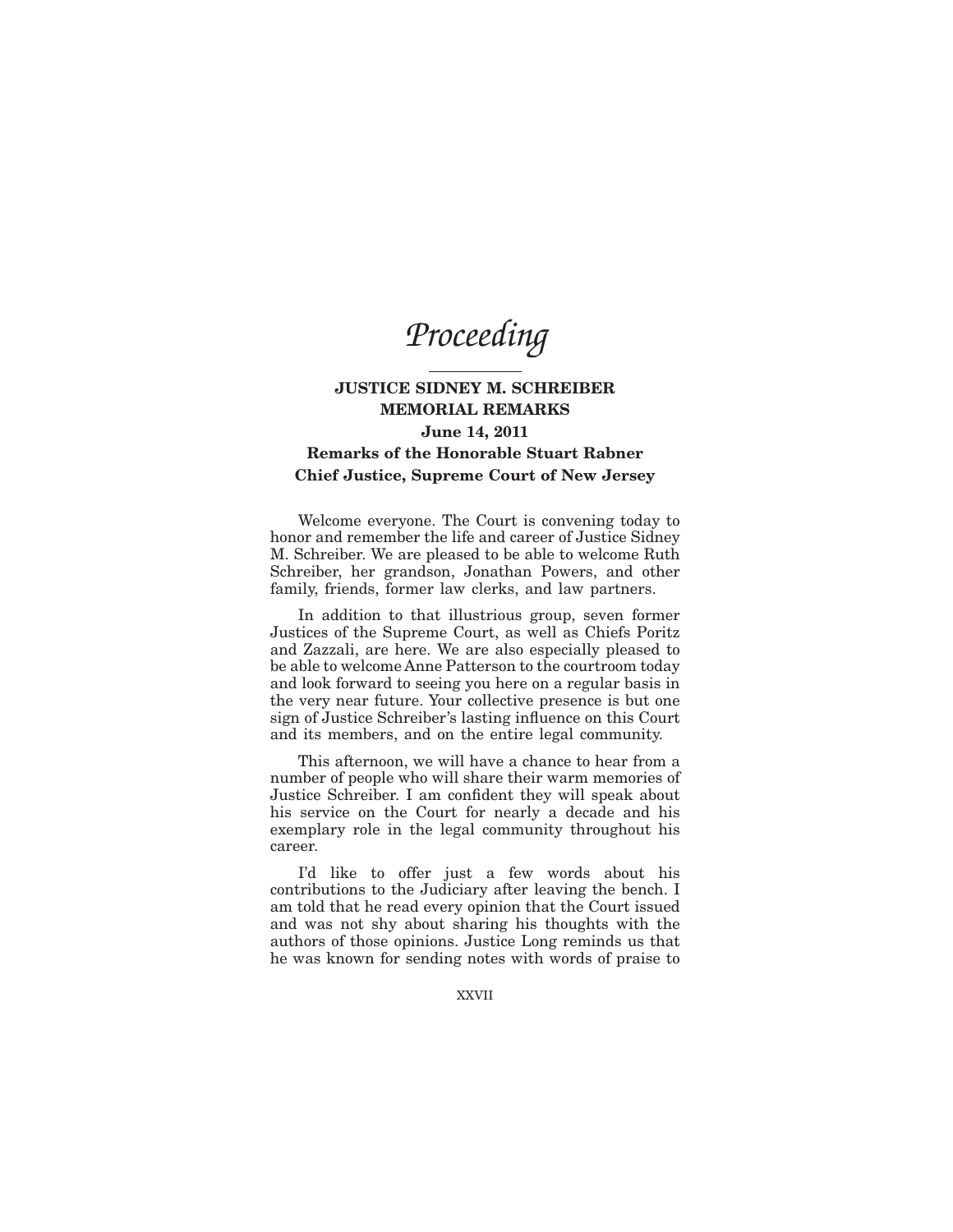# *Proceeding*

## JUSTICE SIDNEY M. SCHREIBER MEMORIAL REMARKS

### June 14, 2011

### Remarks of the Honorable Stuart Rabner Chief Justice, Supreme Court of New Jersey

Welcome everyone. The Court is convening today to honor and remember the life and career of Justice Sidney M. Schreiber. We are pleased to be able to welcome Ruth Schreiber, her grandson, Jonathan Powers, and other family, friends, former law clerks, and law partners.

In addition to that illustrious group, seven former Justices of the Supreme Court, as well as Chiefs Poritz and Zazzali, are here. We are also especially pleased to be able to welcome Anne Patterson to the courtroom today and look forward to seeing you here on a regular basis in the very near future. Your collective presence is but one sign of Justice Schreiber's lasting influence on this Court and its members, and on the entire legal community.

This afternoon, we will have a chance to hear from a number of people who will share their warm memories of Justice Schreiber. I am confident they will speak about his service on the Court for nearly a decade and his exemplary role in the legal community throughout his career.

I'd like to offer just a few words about his contributions to the Judiciary after leaving the bench. I am told that he read every opinion that the Court issued and was not shy about sharing his thoughts with the authors of those opinions. Justice Long reminds us that he was known for sending notes with words of praise to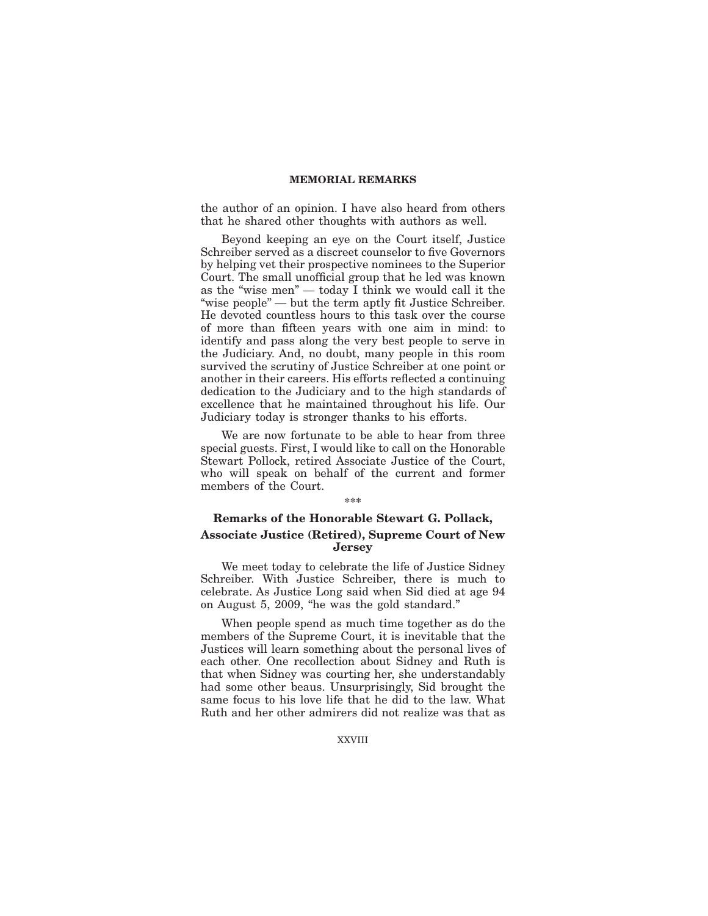the author of an opinion. I have also heard from others that he shared other thoughts with authors as well.

Beyond keeping an eye on the Court itself, Justice Schreiber served as a discreet counselor to five Governors by helping vet their prospective nominees to the Superior Court. The small unofficial group that he led was known as the "wise men" — today I think we would call it the "wise people" — but the term aptly fit Justice Schreiber. He devoted countless hours to this task over the course of more than fifteen years with one aim in mind: to identify and pass along the very best people to serve in the Judiciary. And, no doubt, many people in this room survived the scrutiny of Justice Schreiber at one point or another in their careers. His efforts reflected a continuing dedication to the Judiciary and to the high standards of excellence that he maintained throughout his life. Our Judiciary today is stronger thanks to his efforts.

We are now fortunate to be able to hear from three special guests. First, I would like to call on the Honorable Stewart Pollock, retired Associate Justice of the Court, who will speak on behalf of the current and former members of the Court.

***

### Remarks of the Honorable Stewart G. Pollack, Associate Justice (Retired), Supreme Court of New Jersey

We meet today to celebrate the life of Justice Sidney Schreiber. With Justice Schreiber, there is much to celebrate. As Justice Long said when Sid died at age 94 on August 5, 2009, "he was the gold standard."

When people spend as much time together as do the members of the Supreme Court, it is inevitable that the Justices will learn something about the personal lives of each other. One recollection about Sidney and Ruth is that when Sidney was courting her, she understandably had some other beaus. Unsurprisingly, Sid brought the same focus to his love life that he did to the law. What Ruth and her other admirers did not realize was that as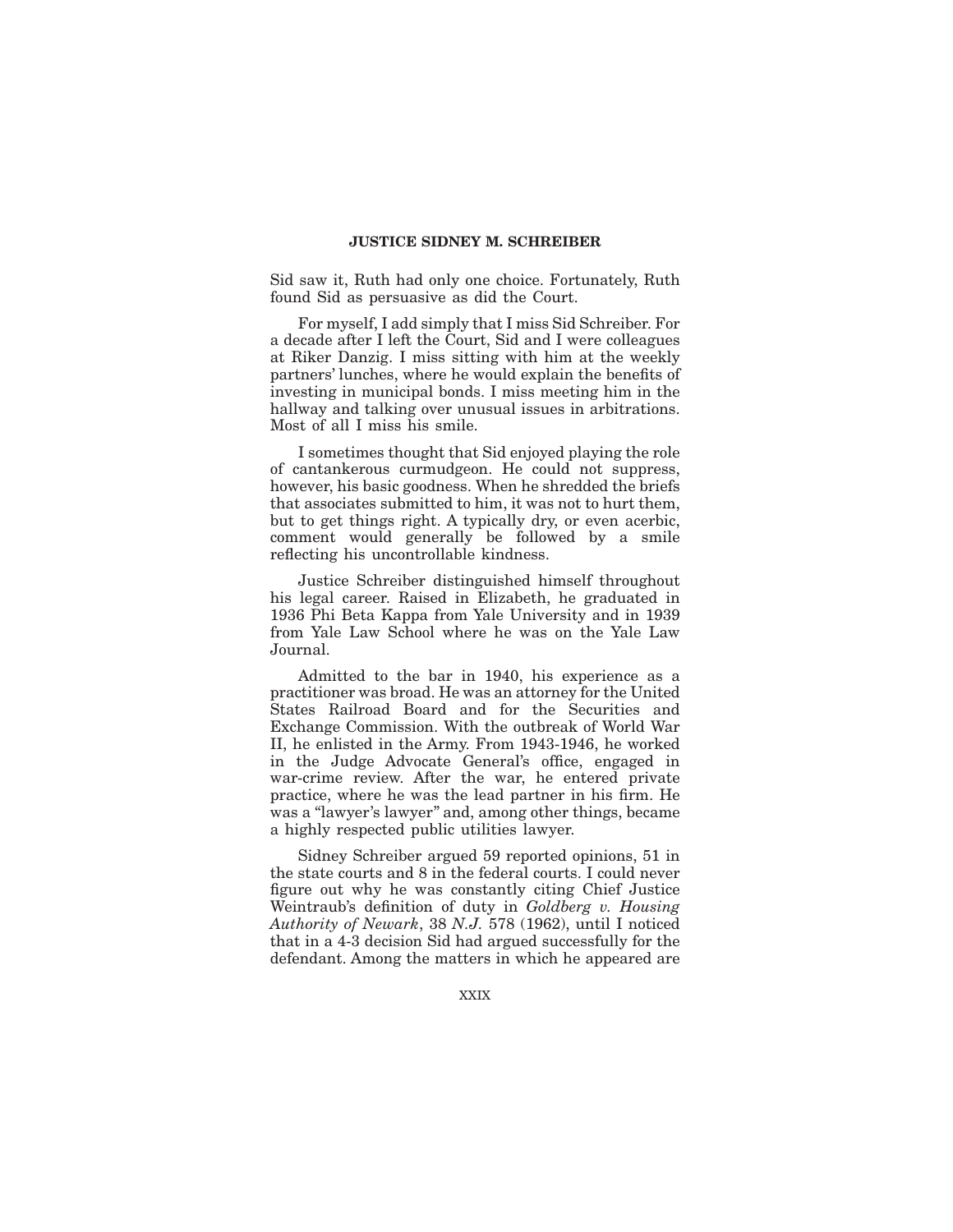Sid saw it, Ruth had only one choice. Fortunately, Ruth found Sid as persuasive as did the Court.

For myself, I add simply that I miss Sid Schreiber. For a decade after I left the Court, Sid and I were colleagues at Riker Danzig. I miss sitting with him at the weekly partners' lunches, where he would explain the benefits of investing in municipal bonds. I miss meeting him in the hallway and talking over unusual issues in arbitrations. Most of all I miss his smile.

I sometimes thought that Sid enjoyed playing the role of cantankerous curmudgeon. He could not suppress, however, his basic goodness. When he shredded the briefs that associates submitted to him, it was not to hurt them, but to get things right. A typically dry, or even acerbic, comment would generally be followed by a smile reflecting his uncontrollable kindness.

Justice Schreiber distinguished himself throughout his legal career. Raised in Elizabeth, he graduated in 1936 Phi Beta Kappa from Yale University and in 1939 from Yale Law School where he was on the Yale Law Journal.

Admitted to the bar in 1940, his experience as a practitioner was broad. He was an attorney for the United States Railroad Board and for the Securities and Exchange Commission. With the outbreak of World War II, he enlisted in the Army. From 1943-1946, he worked in the Judge Advocate General's office, engaged in war-crime review. After the war, he entered private practice, where he was the lead partner in his firm. He was a "lawyer's lawyer" and, among other things, became a highly respected public utilities lawyer.

Sidney Schreiber argued 59 reported opinions, 51 in the state courts and 8 in the federal courts. I could never figure out why he was constantly citing Chief Justice Weintraub's definition of duty in *Goldberg v. Housing Authority of Newark*, 38 *N.J.* 578 (1962), until I noticed that in a 4-3 decision Sid had argued successfully for the defendant. Among the matters in which he appeared are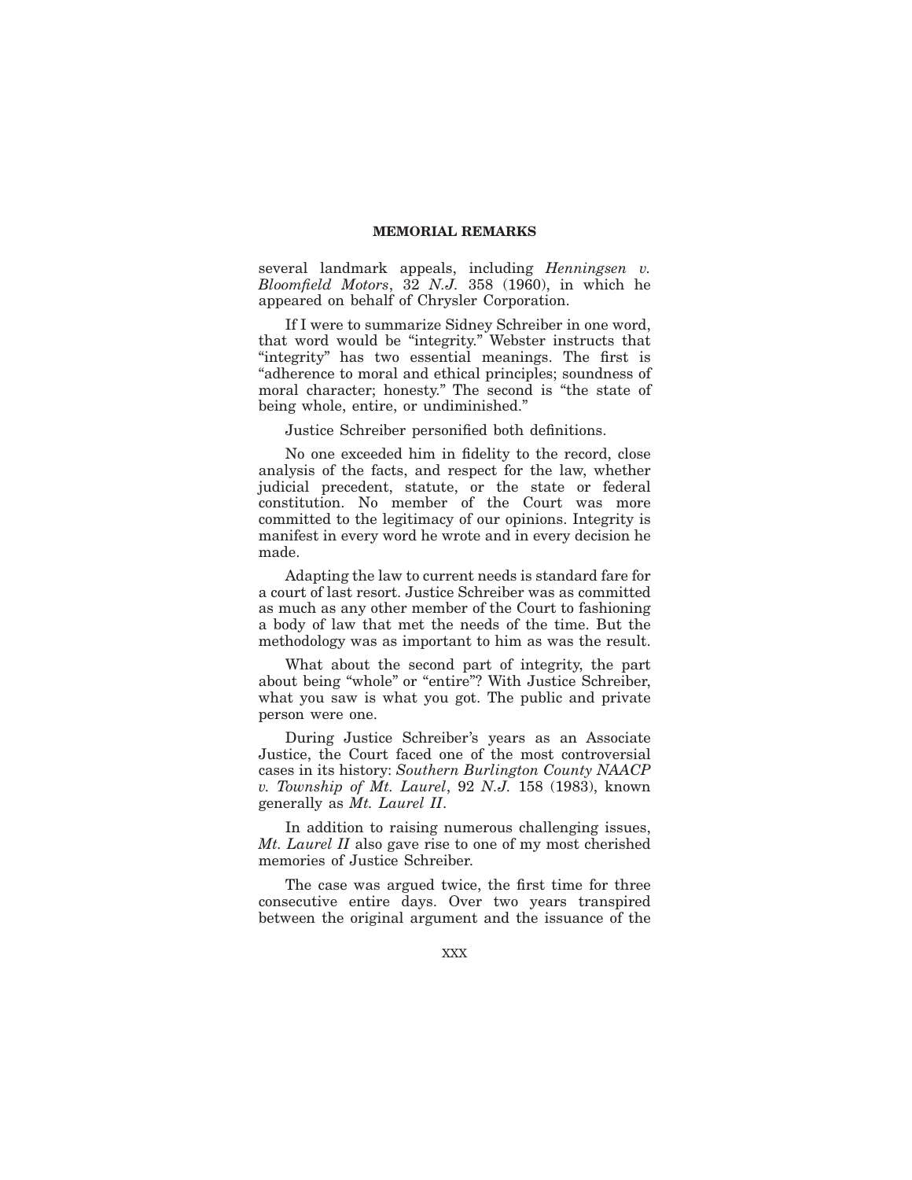several landmark appeals, including *Henningsen v. Bloomfield Motors*, 32 *N.J.* 358 (1960), in which he appeared on behalf of Chrysler Corporation.

If I were to summarize Sidney Schreiber in one word, that word would be "integrity." Webster instructs that "integrity" has two essential meanings. The first is "adherence to moral and ethical principles; soundness of moral character; honesty." The second is "the state of being whole, entire, or undiminished."

Justice Schreiber personified both definitions.

No one exceeded him in fidelity to the record, close analysis of the facts, and respect for the law, whether judicial precedent, statute, or the state or federal constitution. No member of the Court was more committed to the legitimacy of our opinions. Integrity is manifest in every word he wrote and in every decision he made.

Adapting the law to current needs is standard fare for a court of last resort. Justice Schreiber was as committed as much as any other member of the Court to fashioning a body of law that met the needs of the time. But the methodology was as important to him as was the result.

What about the second part of integrity, the part about being "whole" or "entire"? With Justice Schreiber, what you saw is what you got. The public and private person were one.

During Justice Schreiber's years as an Associate Justice, the Court faced one of the most controversial cases in its history: *Southern Burlington County NAACP v. Township of Mt. Laurel*, 92 *N.J.* 158 (1983), known generally as *Mt. Laurel II*.

In addition to raising numerous challenging issues, *Mt. Laurel II* also gave rise to one of my most cherished memories of Justice Schreiber.

The case was argued twice, the first time for three consecutive entire days. Over two years transpired between the original argument and the issuance of the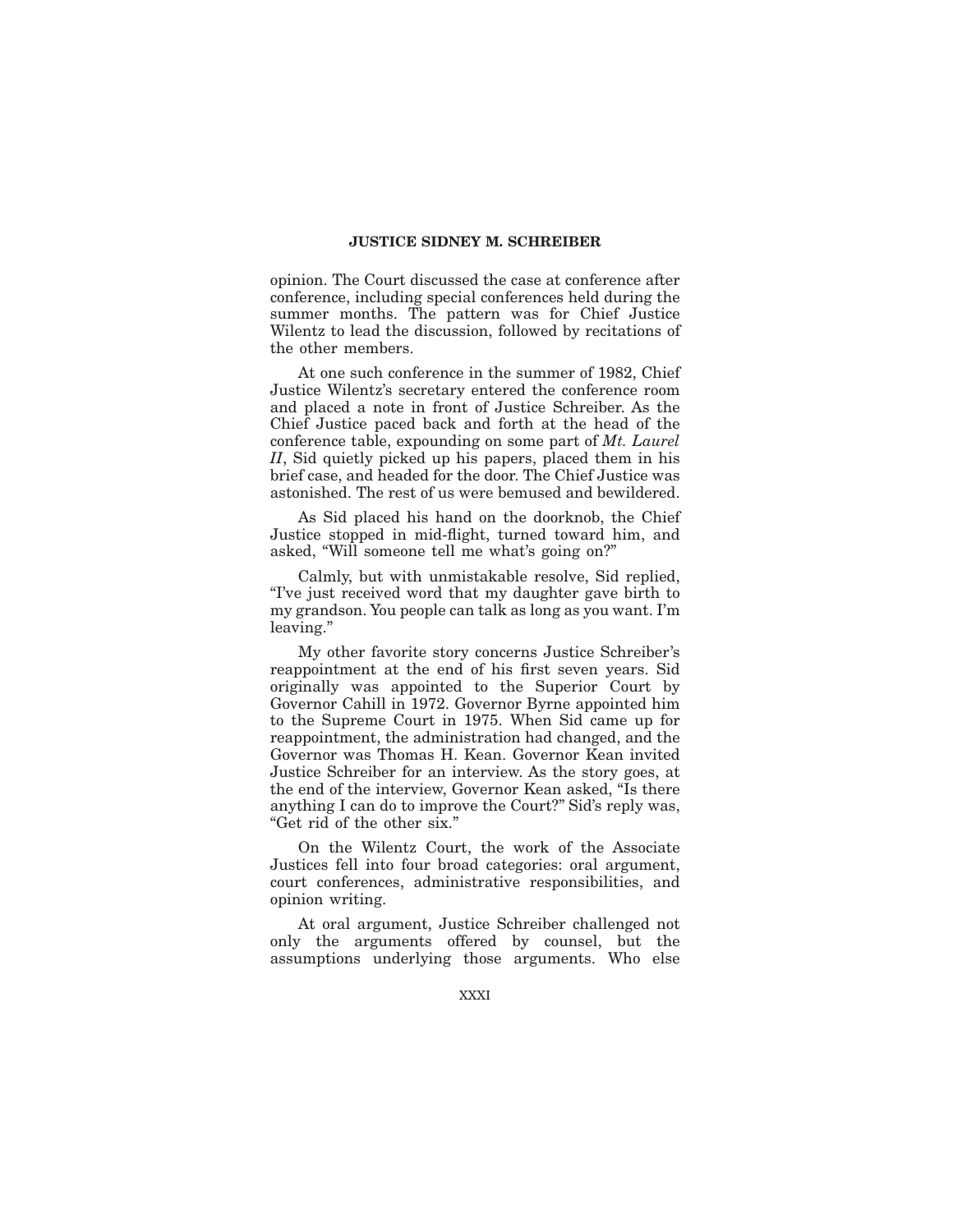opinion. The Court discussed the case at conference after conference, including special conferences held during the summer months. The pattern was for Chief Justice Wilentz to lead the discussion, followed by recitations of the other members.

At one such conference in the summer of 1982, Chief Justice Wilentz's secretary entered the conference room and placed a note in front of Justice Schreiber. As the Chief Justice paced back and forth at the head of the conference table, expounding on some part of *Mt. Laurel II*, Sid quietly picked up his papers, placed them in his brief case, and headed for the door. The Chief Justice was astonished. The rest of us were bemused and bewildered.

As Sid placed his hand on the doorknob, the Chief Justice stopped in mid-flight, turned toward him, and asked, "Will someone tell me what's going on?"

Calmly, but with unmistakable resolve, Sid replied, "I've just received word that my daughter gave birth to my grandson. You people can talk as long as you want. I'm leaving."

My other favorite story concerns Justice Schreiber's reappointment at the end of his first seven years. Sid originally was appointed to the Superior Court by Governor Cahill in 1972. Governor Byrne appointed him to the Supreme Court in 1975. When Sid came up for reappointment, the administration had changed, and the Governor was Thomas H. Kean. Governor Kean invited Justice Schreiber for an interview. As the story goes, at the end of the interview, Governor Kean asked, "Is there anything I can do to improve the Court?" Sid's reply was, "Get rid of the other six."

On the Wilentz Court, the work of the Associate Justices fell into four broad categories: oral argument, court conferences, administrative responsibilities, and opinion writing.

At oral argument, Justice Schreiber challenged not only the arguments offered by counsel, but the assumptions underlying those arguments. Who else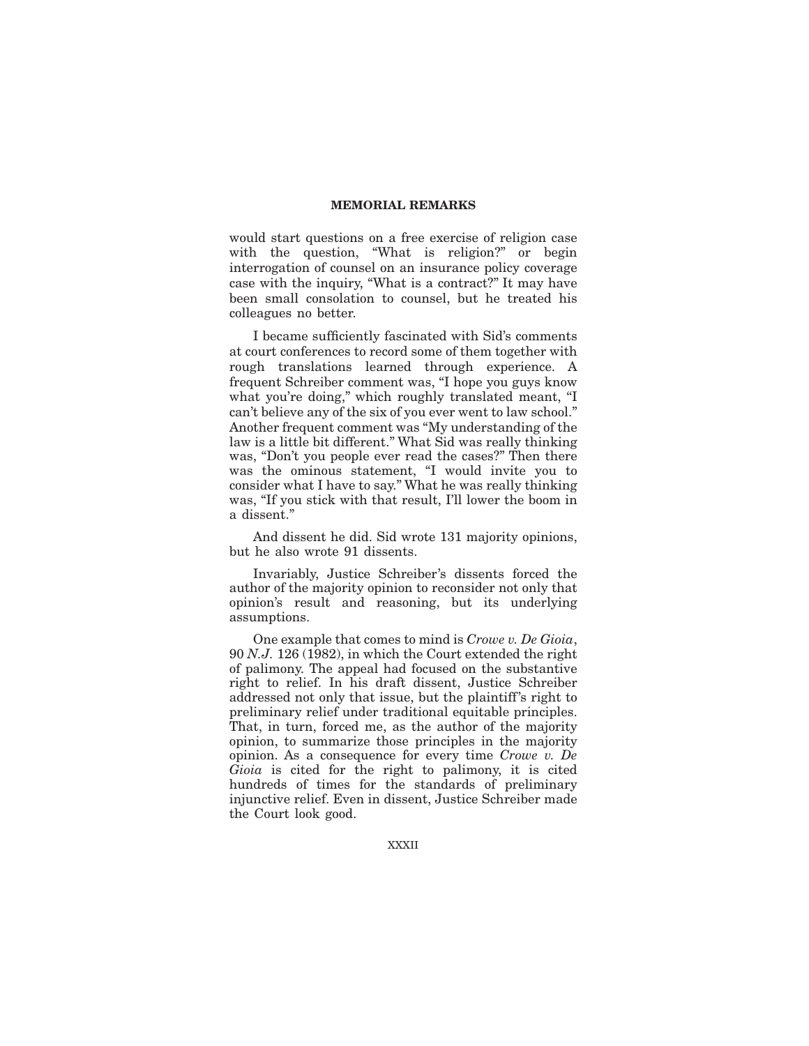would start questions on a free exercise of religion case with the question, "What is religion?" or begin interrogation of counsel on an insurance policy coverage case with the inquiry, "What is a contract?" It may have been small consolation to counsel, but he treated his colleagues no better.

I became sufficiently fascinated with Sid's comments at court conferences to record some of them together with rough translations learned through experience. A frequent Schreiber comment was, "I hope you guys know what you're doing," which roughly translated meant, "I can't believe any of the six of you ever went to law school." Another frequent comment was "My understanding of the law is a little bit different." What Sid was really thinking was, "Don't you people ever read the cases?" Then there was the ominous statement, "I would invite you to consider what I have to say." What he was really thinking was, "If you stick with that result, I'll lower the boom in a dissent."

And dissent he did. Sid wrote 131 majority opinions, but he also wrote 91 dissents.

Invariably, Justice Schreiber's dissents forced the author of the majority opinion to reconsider not only that opinion's result and reasoning, but its underlying assumptions.

One example that comes to mind is *Crowe v. De Gioia*, 90 *N.J.* 126 (1982), in which the Court extended the right of palimony. The appeal had focused on the substantive right to relief. In his draft dissent, Justice Schreiber addressed not only that issue, but the plaintiff's right to preliminary relief under traditional equitable principles. That, in turn, forced me, as the author of the majority opinion, to summarize those principles in the majority opinion. As a consequence for every time *Crowe v. De Gioia* is cited for the right to palimony, it is cited hundreds of times for the standards of preliminary injunctive relief. Even in dissent, Justice Schreiber made the Court look good.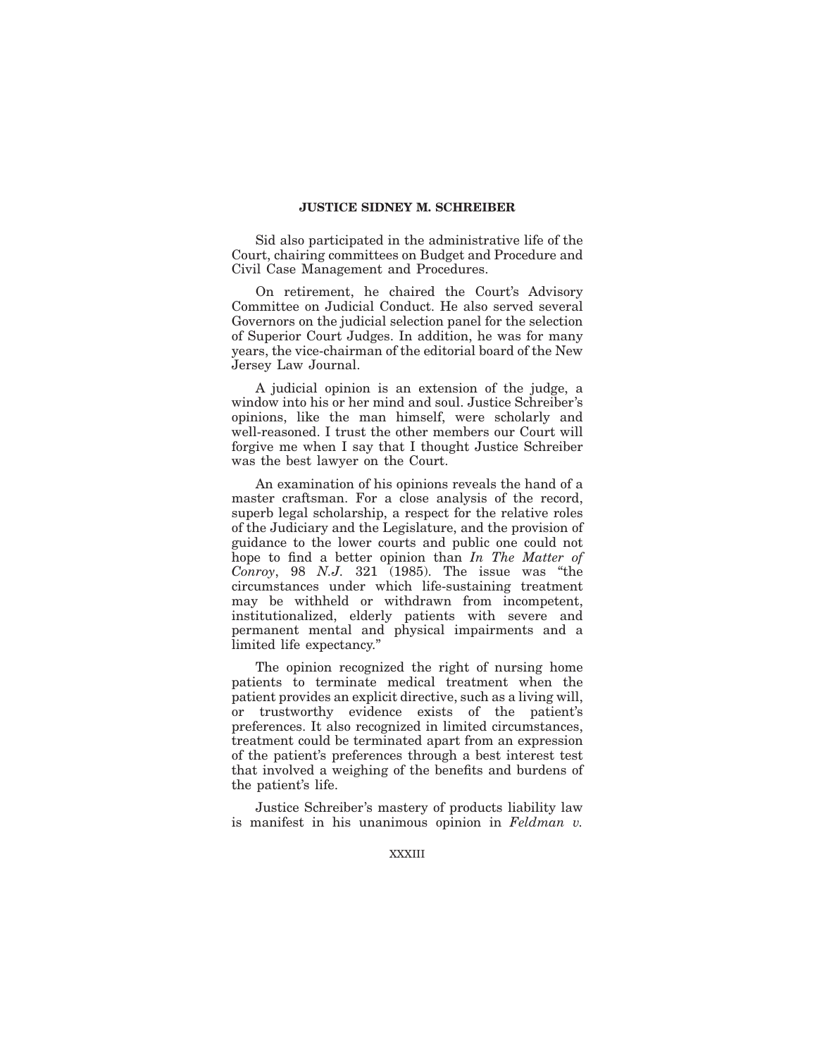Sid also participated in the administrative life of the Court, chairing committees on Budget and Procedure and Civil Case Management and Procedures.

On retirement, he chaired the Court's Advisory Committee on Judicial Conduct. He also served several Governors on the judicial selection panel for the selection of Superior Court Judges. In addition, he was for many years, the vice-chairman of the editorial board of the New Jersey Law Journal.

A judicial opinion is an extension of the judge, a window into his or her mind and soul. Justice Schreiber's opinions, like the man himself, were scholarly and well-reasoned. I trust the other members our Court will forgive me when I say that I thought Justice Schreiber was the best lawyer on the Court.

An examination of his opinions reveals the hand of a master craftsman. For a close analysis of the record, superb legal scholarship, a respect for the relative roles of the Judiciary and the Legislature, and the provision of guidance to the lower courts and public one could not hope to find a better opinion than *In The Matter of Conroy*, 98 *N.J.* 321 (1985). The issue was "the circumstances under which life-sustaining treatment may be withheld or withdrawn from incompetent, institutionalized, elderly patients with severe and permanent mental and physical impairments and a limited life expectancy."

The opinion recognized the right of nursing home patients to terminate medical treatment when the patient provides an explicit directive, such as a living will, or trustworthy evidence exists of the patient's preferences. It also recognized in limited circumstances, treatment could be terminated apart from an expression of the patient's preferences through a best interest test that involved a weighing of the benefits and burdens of the patient's life.

Justice Schreiber's mastery of products liability law is manifest in his unanimous opinion in *Feldman v.*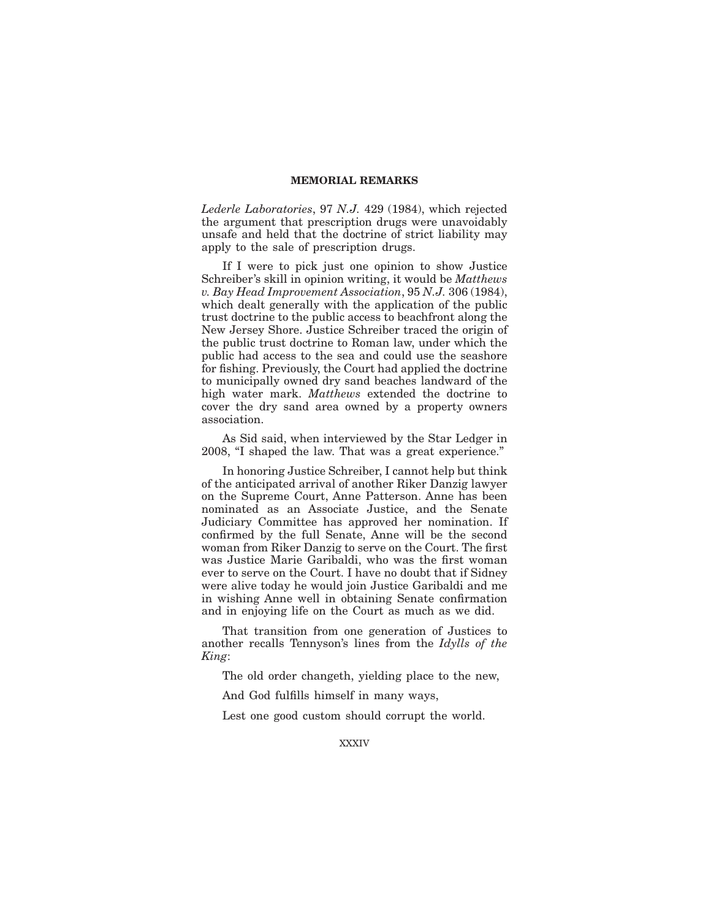*Lederle Laboratories*, 97 *N.J.* 429 (1984), which rejected the argument that prescription drugs were unavoidably unsafe and held that the doctrine of strict liability may apply to the sale of prescription drugs.

If I were to pick just one opinion to show Justice Schreiber's skill in opinion writing, it would be *Matthews v. Bay Head Improvement Association*, 95 *N.J.* 306 (1984), which dealt generally with the application of the public trust doctrine to the public access to beachfront along the New Jersey Shore. Justice Schreiber traced the origin of the public trust doctrine to Roman law, under which the public had access to the sea and could use the seashore for fishing. Previously, the Court had applied the doctrine to municipally owned dry sand beaches landward of the high water mark. *Matthews* extended the doctrine to cover the dry sand area owned by a property owners association.

As Sid said, when interviewed by the Star Ledger in 2008, "I shaped the law. That was a great experience."

In honoring Justice Schreiber, I cannot help but think of the anticipated arrival of another Riker Danzig lawyer on the Supreme Court, Anne Patterson. Anne has been nominated as an Associate Justice, and the Senate Judiciary Committee has approved her nomination. If confirmed by the full Senate, Anne will be the second woman from Riker Danzig to serve on the Court. The first was Justice Marie Garibaldi, who was the first woman ever to serve on the Court. I have no doubt that if Sidney were alive today he would join Justice Garibaldi and me in wishing Anne well in obtaining Senate confirmation and in enjoying life on the Court as much as we did.

That transition from one generation of Justices to another recalls Tennyson's lines from the *Idylls of the King*:

The old order changeth, yielding place to the new,

And God fulfills himself in many ways,

Lest one good custom should corrupt the world.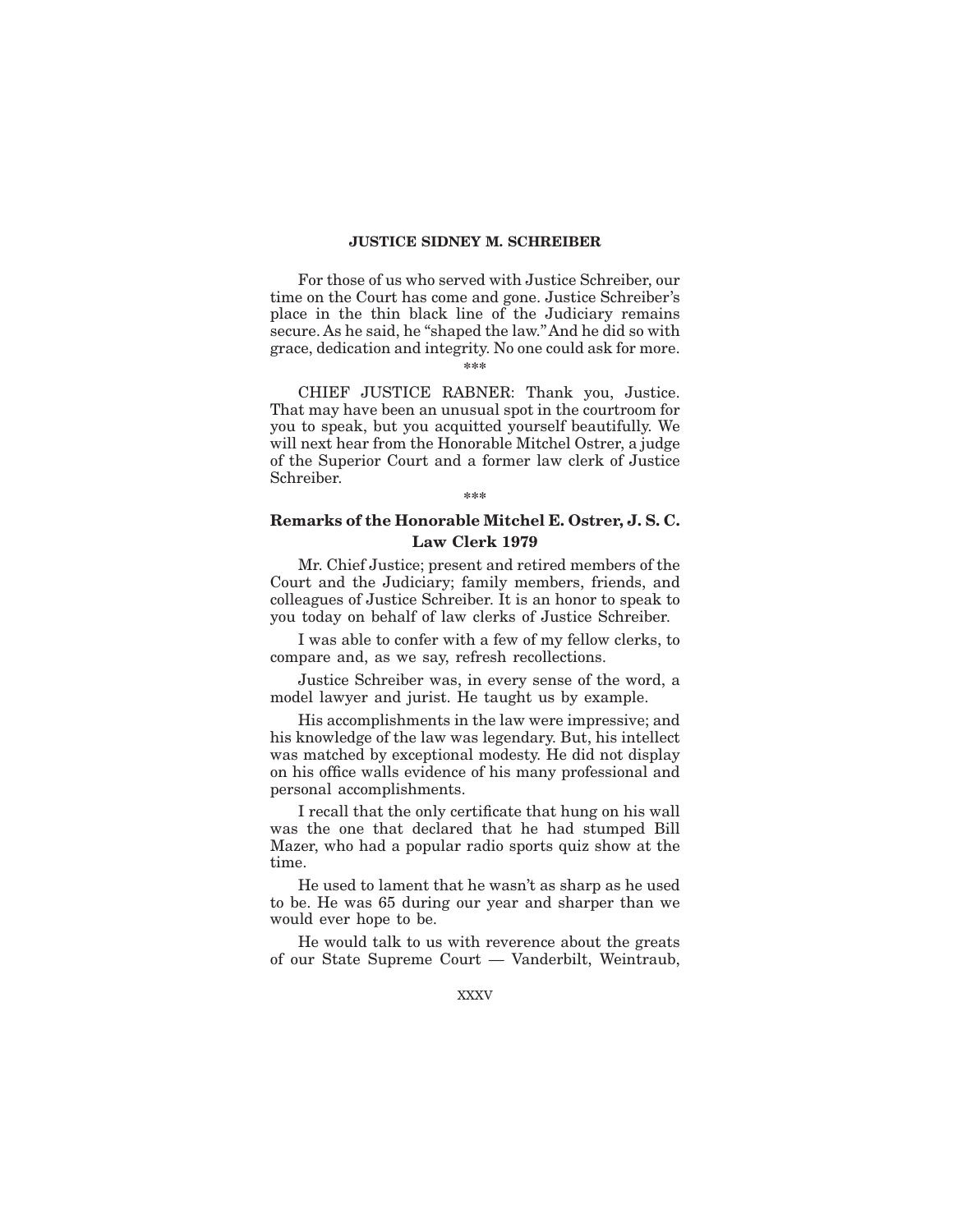For those of us who served with Justice Schreiber, our time on the Court has come and gone. Justice Schreiber's place in the thin black line of the Judiciary remains secure. As he said, he "shaped the law." And he did so with grace, dedication and integrity. No one could ask for more.

\*\*\*

CHIEF JUSTICE RABNER: Thank you, Justice. That may have been an unusual spot in the courtroom for you to speak, but you acquitted yourself beautifully. We will next hear from the Honorable Mitchel Ostrer, a judge of the Superior Court and a former law clerk of Justice Schreiber.

\*\*\*

## Remarks of the Honorable Mitchel E. Ostrer, J. S. C. Law Clerk 1979

Mr. Chief Justice; present and retired members of the Court and the Judiciary; family members, friends, and colleagues of Justice Schreiber. It is an honor to speak to you today on behalf of law clerks of Justice Schreiber.

I was able to confer with a few of my fellow clerks, to compare and, as we say, refresh recollections.

Justice Schreiber was, in every sense of the word, a model lawyer and jurist. He taught us by example.

His accomplishments in the law were impressive; and his knowledge of the law was legendary. But, his intellect was matched by exceptional modesty. He did not display on his office walls evidence of his many professional and personal accomplishments.

I recall that the only certificate that hung on his wall was the one that declared that he had stumped Bill Mazer, who had a popular radio sports quiz show at the time.

He used to lament that he wasn't as sharp as he used to be. He was 65 during our year and sharper than we would ever hope to be.

He would talk to us with reverence about the greats of our State Supreme Court — Vanderbilt, Weintraub,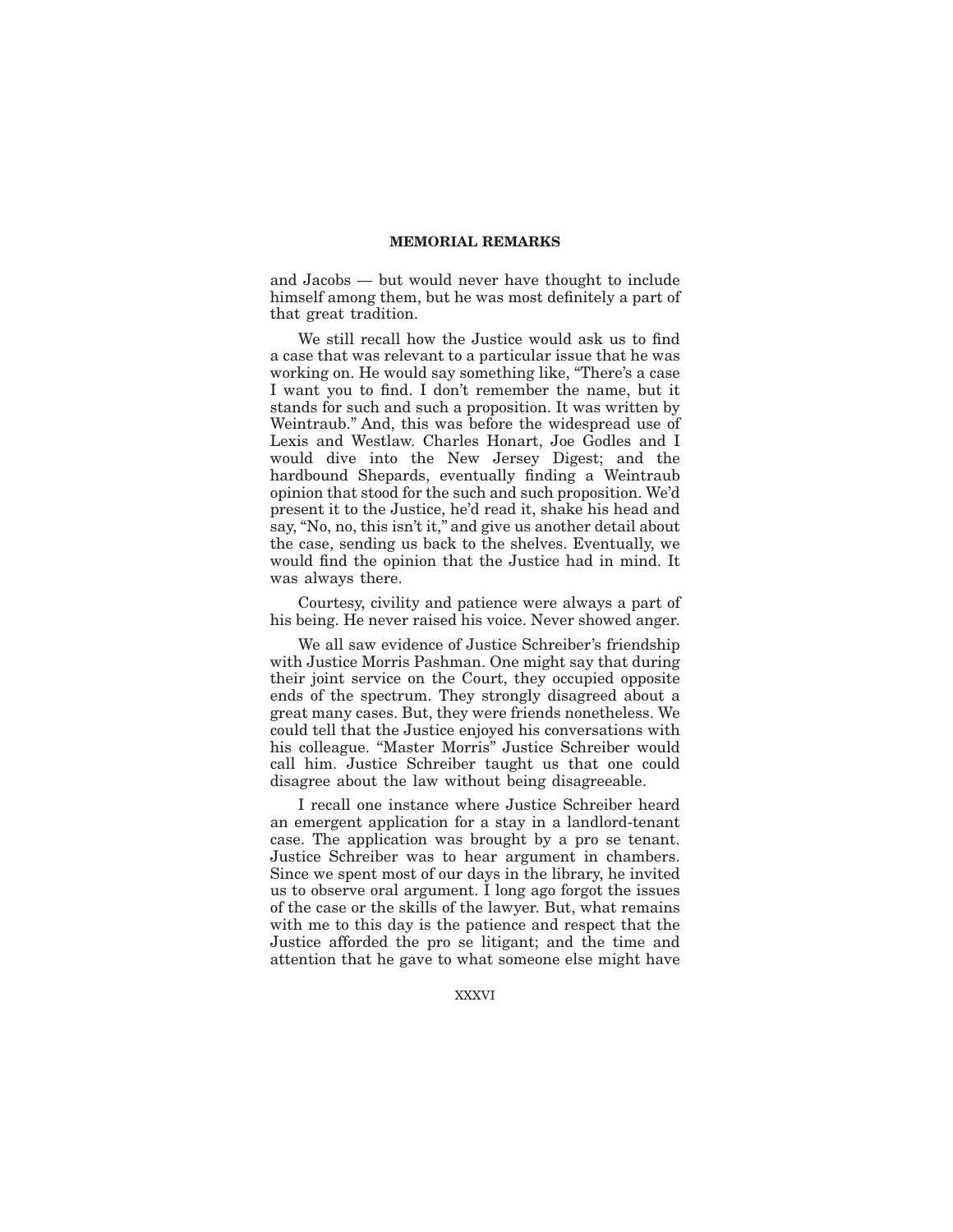and Jacobs — but would never have thought to include himself among them, but he was most definitely a part of that great tradition.

We still recall how the Justice would ask us to find a case that was relevant to a particular issue that he was working on. He would say something like, "There's a case I want you to find. I don't remember the name, but it stands for such and such a proposition. It was written by Weintraub." And, this was before the widespread use of Lexis and Westlaw. Charles Honart, Joe Godles and I would dive into the New Jersey Digest; and the hardbound Shepards, eventually finding a Weintraub opinion that stood for the such and such proposition. We'd present it to the Justice, he'd read it, shake his head and say, "No, no, this isn't it," and give us another detail about the case, sending us back to the shelves. Eventually, we would find the opinion that the Justice had in mind. It was always there.

Courtesy, civility and patience were always a part of his being. He never raised his voice. Never showed anger.

We all saw evidence of Justice Schreiber's friendship with Justice Morris Pashman. One might say that during their joint service on the Court, they occupied opposite ends of the spectrum. They strongly disagreed about a great many cases. But, they were friends nonetheless. We could tell that the Justice enjoyed his conversations with his colleague. "Master Morris" Justice Schreiber would call him. Justice Schreiber taught us that one could disagree about the law without being disagreeable.

I recall one instance where Justice Schreiber heard an emergent application for a stay in a landlord-tenant case. The application was brought by a pro se tenant. Justice Schreiber was to hear argument in chambers. Since we spent most of our days in the library, he invited us to observe oral argument. I long ago forgot the issues of the case or the skills of the lawyer. But, what remains with me to this day is the patience and respect that the Justice afforded the pro se litigant; and the time and attention that he gave to what someone else might have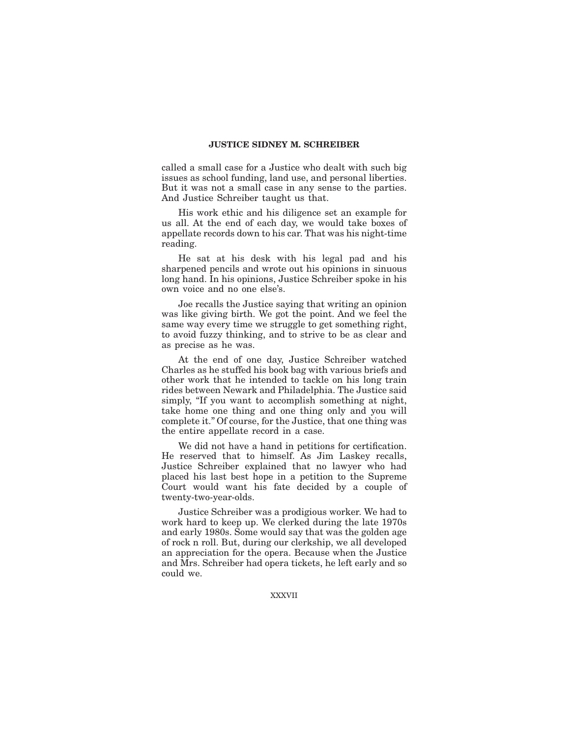called a small case for a Justice who dealt with such big issues as school funding, land use, and personal liberties. But it was not a small case in any sense to the parties. And Justice Schreiber taught us that.

His work ethic and his diligence set an example for us all. At the end of each day, we would take boxes of appellate records down to his car. That was his night-time reading.

He sat at his desk with his legal pad and his sharpened pencils and wrote out his opinions in sinuous long hand. In his opinions, Justice Schreiber spoke in his own voice and no one else's.

Joe recalls the Justice saying that writing an opinion was like giving birth. We got the point. And we feel the same way every time we struggle to get something right, to avoid fuzzy thinking, and to strive to be as clear and as precise as he was.

At the end of one day, Justice Schreiber watched Charles as he stuffed his book bag with various briefs and other work that he intended to tackle on his long train rides between Newark and Philadelphia. The Justice said simply, "If you want to accomplish something at night, take home one thing and one thing only and you will complete it." Of course, for the Justice, that one thing was the entire appellate record in a case.

We did not have a hand in petitions for certification. He reserved that to himself. As Jim Laskey recalls, Justice Schreiber explained that no lawyer who had placed his last best hope in a petition to the Supreme Court would want his fate decided by a couple of twenty-two-year-olds.

Justice Schreiber was a prodigious worker. We had to work hard to keep up. We clerked during the late 1970s and early 1980s. Some would say that was the golden age of rock n roll. But, during our clerkship, we all developed an appreciation for the opera. Because when the Justice and Mrs. Schreiber had opera tickets, he left early and so could we.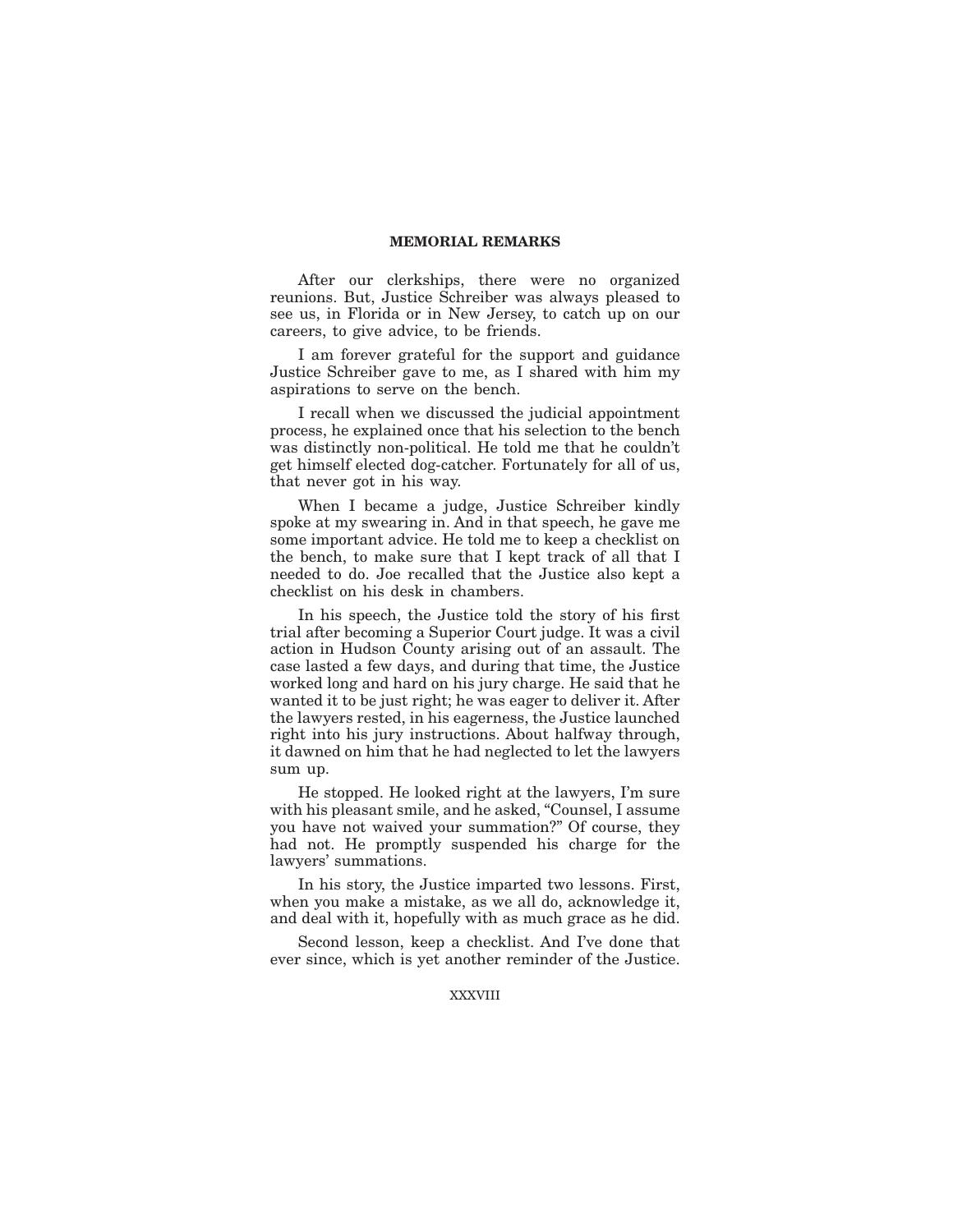After our clerkships, there were no organized reunions. But, Justice Schreiber was always pleased to see us, in Florida or in New Jersey, to catch up on our careers, to give advice, to be friends.

I am forever grateful for the support and guidance Justice Schreiber gave to me, as I shared with him my aspirations to serve on the bench.

I recall when we discussed the judicial appointment process, he explained once that his selection to the bench was distinctly non-political. He told me that he couldn't get himself elected dog-catcher. Fortunately for all of us, that never got in his way.

When I became a judge, Justice Schreiber kindly spoke at my swearing in. And in that speech, he gave me some important advice. He told me to keep a checklist on the bench, to make sure that I kept track of all that I needed to do. Joe recalled that the Justice also kept a checklist on his desk in chambers.

In his speech, the Justice told the story of his first trial after becoming a Superior Court judge. It was a civil action in Hudson County arising out of an assault. The case lasted a few days, and during that time, the Justice worked long and hard on his jury charge. He said that he wanted it to be just right; he was eager to deliver it. After the lawyers rested, in his eagerness, the Justice launched right into his jury instructions. About halfway through, it dawned on him that he had neglected to let the lawyers sum up.

He stopped. He looked right at the lawyers, I'm sure with his pleasant smile, and he asked, "Counsel, I assume you have not waived your summation?" Of course, they had not. He promptly suspended his charge for the lawyers' summations.

In his story, the Justice imparted two lessons. First, when you make a mistake, as we all do, acknowledge it, and deal with it, hopefully with as much grace as he did.

Second lesson, keep a checklist. And I've done that ever since, which is yet another reminder of the Justice.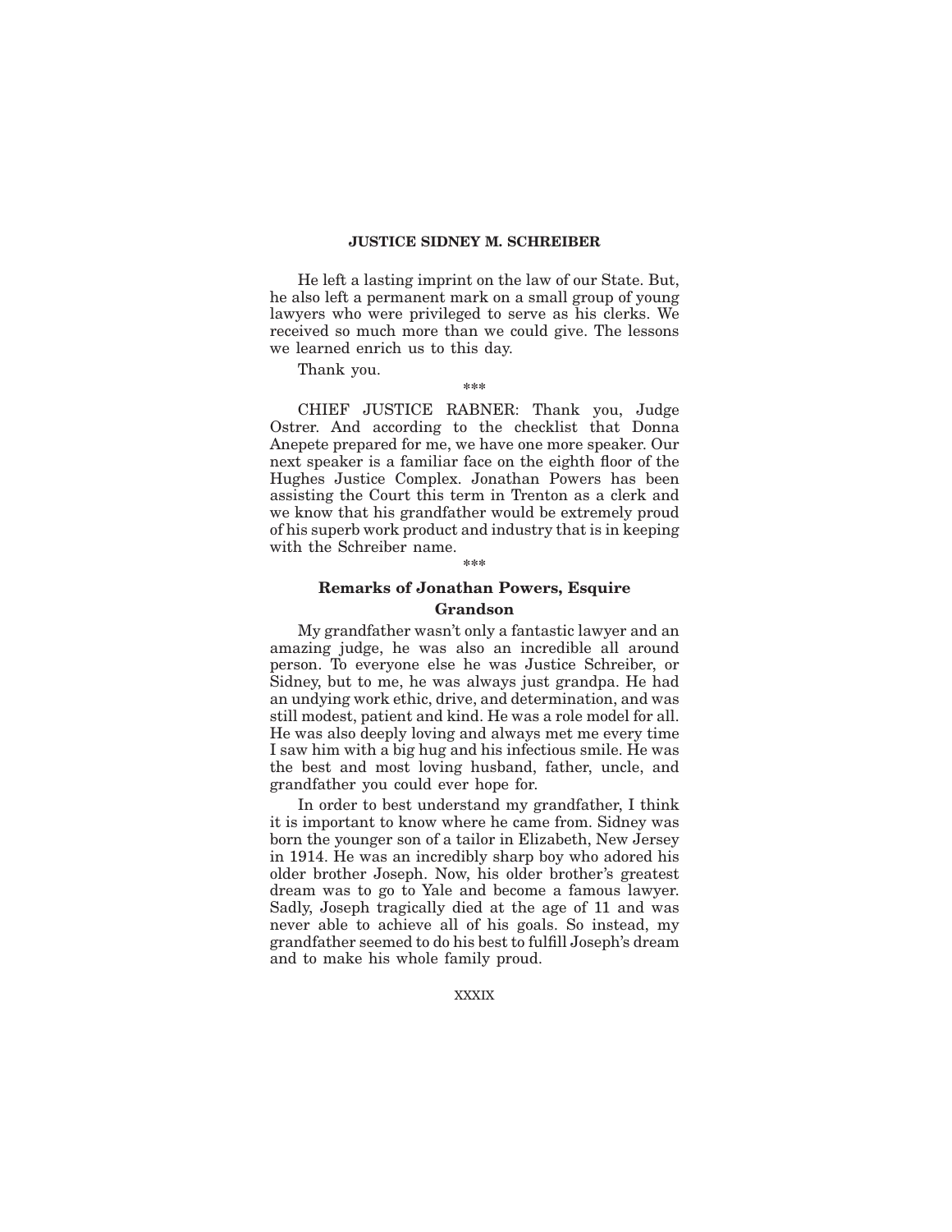He left a lasting imprint on the law of our State. But, he also left a permanent mark on a small group of young lawyers who were privileged to serve as his clerks. We received so much more than we could give. The lessons we learned enrich us to this day.

Thank you.

\*\*\*

CHIEF JUSTICE RABNER: Thank you, Judge Ostrer. And according to the checklist that Donna Anepete prepared for me, we have one more speaker. Our next speaker is a familiar face on the eighth floor of the Hughes Justice Complex. Jonathan Powers has been assisting the Court this term in Trenton as a clerk and we know that his grandfather would be extremely proud of his superb work product and industry that is in keeping with the Schreiber name.

\*\*\*

### Remarks of Jonathan Powers, Esquire
### Grandson

My grandfather wasn't only a fantastic lawyer and an amazing judge, he was also an incredible all around person. To everyone else he was Justice Schreiber, or Sidney, but to me, he was always just grandpa. He had an undying work ethic, drive, and determination, and was still modest, patient and kind. He was a role model for all. He was also deeply loving and always met me every time I saw him with a big hug and his infectious smile. He was the best and most loving husband, father, uncle, and grandfather you could ever hope for.

In order to best understand my grandfather, I think it is important to know where he came from. Sidney was born the younger son of a tailor in Elizabeth, New Jersey in 1914. He was an incredibly sharp boy who adored his older brother Joseph. Now, his older brother's greatest dream was to go to Yale and become a famous lawyer. Sadly, Joseph tragically died at the age of 11 and was never able to achieve all of his goals. So instead, my grandfather seemed to do his best to fulfill Joseph's dream and to make his whole family proud.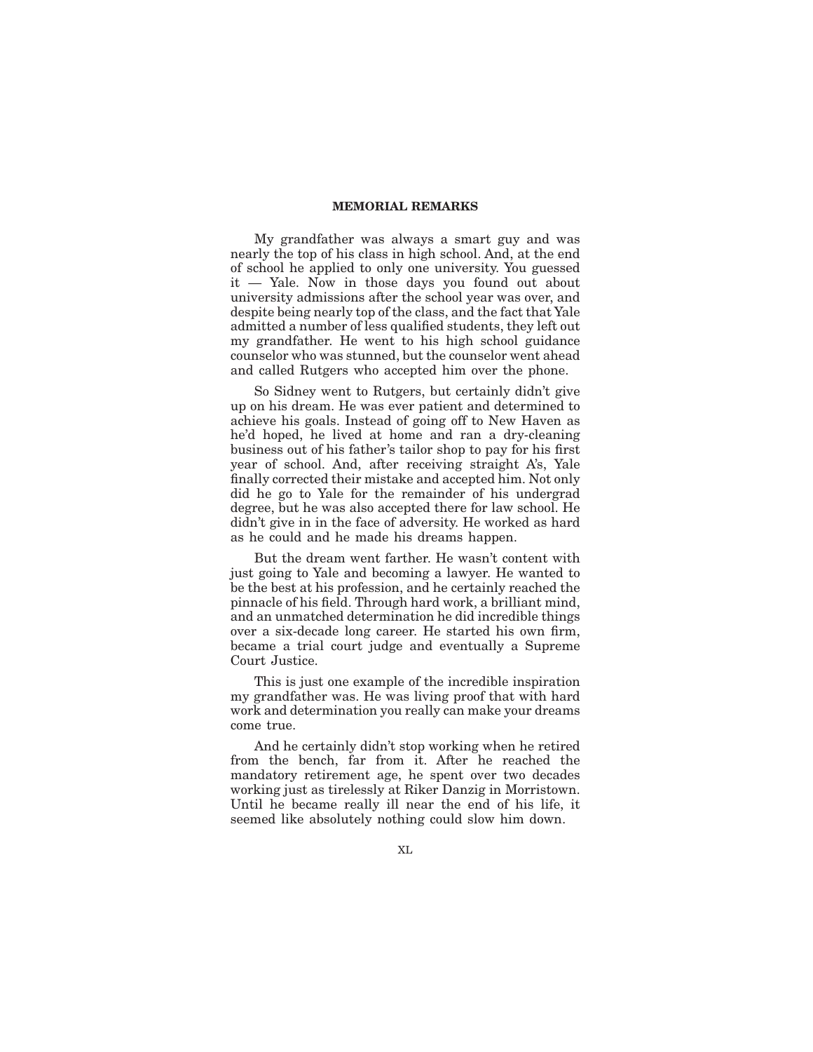**MEMORIAL REMARKS**

My grandfather was always a smart guy and was nearly the top of his class in high school. And, at the end of school he applied to only one university. You guessed it — Yale. Now in those days you found out about university admissions after the school year was over, and despite being nearly top of the class, and the fact that Yale admitted a number of less qualified students, they left out my grandfather. He went to his high school guidance counselor who was stunned, but the counselor went ahead and called Rutgers who accepted him over the phone.

So Sidney went to Rutgers, but certainly didn't give up on his dream. He was ever patient and determined to achieve his goals. Instead of going off to New Haven as he'd hoped, he lived at home and ran a dry-cleaning business out of his father's tailor shop to pay for his first year of school. And, after receiving straight A's, Yale finally corrected their mistake and accepted him. Not only did he go to Yale for the remainder of his undergrad degree, but he was also accepted there for law school. He didn't give in in the face of adversity. He worked as hard as he could and he made his dreams happen.

But the dream went farther. He wasn't content with just going to Yale and becoming a lawyer. He wanted to be the best at his profession, and he certainly reached the pinnacle of his field. Through hard work, a brilliant mind, and an unmatched determination he did incredible things over a six-decade long career. He started his own firm, became a trial court judge and eventually a Supreme Court Justice.

This is just one example of the incredible inspiration my grandfather was. He was living proof that with hard work and determination you really can make your dreams come true.

And he certainly didn't stop working when he retired from the bench, far from it. After he reached the mandatory retirement age, he spent over two decades working just as tirelessly at Riker Danzig in Morristown. Until he became really ill near the end of his life, it seemed like absolutely nothing could slow him down.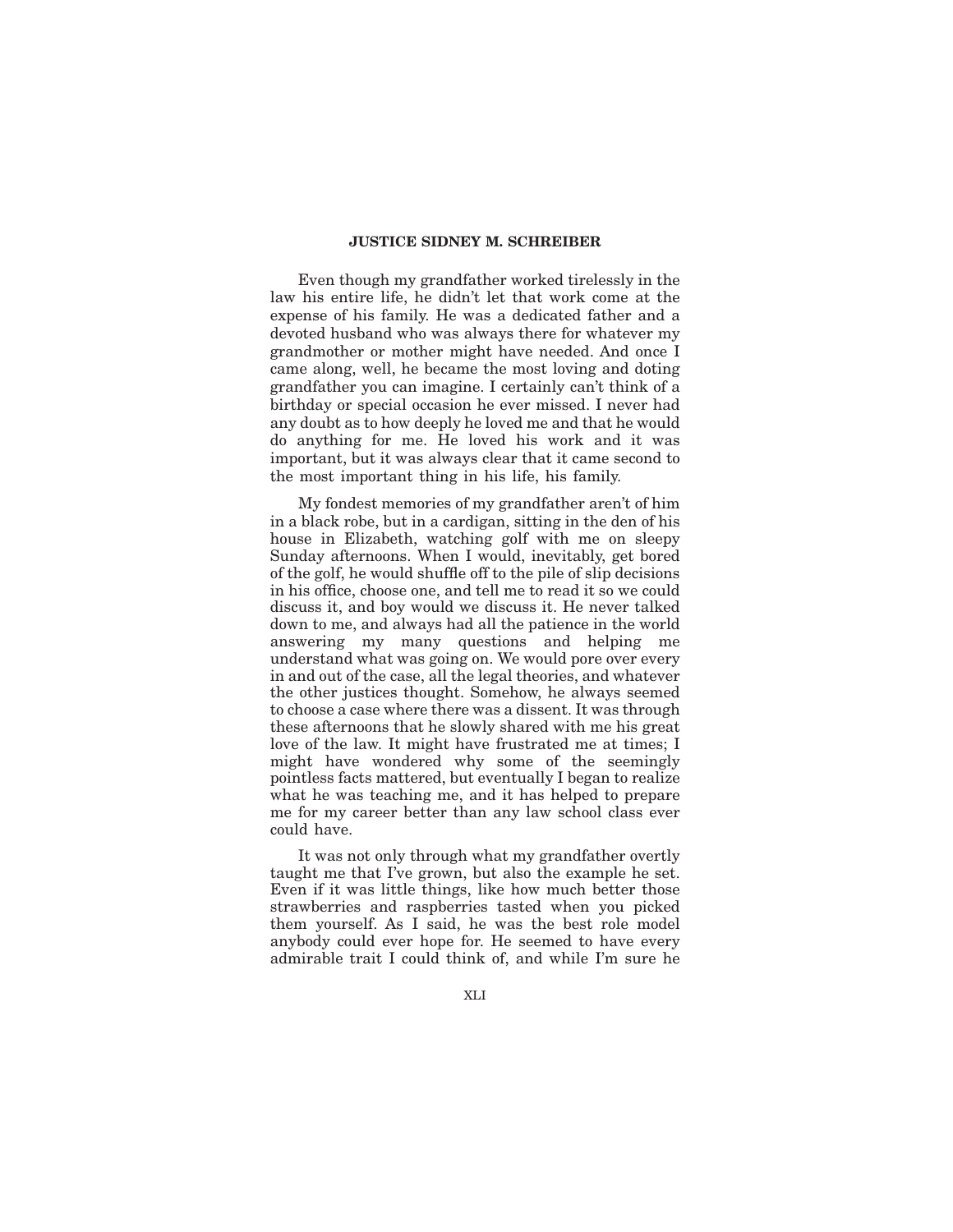Even though my grandfather worked tirelessly in the law his entire life, he didn't let that work come at the expense of his family. He was a dedicated father and a devoted husband who was always there for whatever my grandmother or mother might have needed. And once I came along, well, he became the most loving and doting grandfather you can imagine. I certainly can't think of a birthday or special occasion he ever missed. I never had any doubt as to how deeply he loved me and that he would do anything for me. He loved his work and it was important, but it was always clear that it came second to the most important thing in his life, his family.

My fondest memories of my grandfather aren't of him in a black robe, but in a cardigan, sitting in the den of his house in Elizabeth, watching golf with me on sleepy Sunday afternoons. When I would, inevitably, get bored of the golf, he would shuffle off to the pile of slip decisions in his office, choose one, and tell me to read it so we could discuss it, and boy would we discuss it. He never talked down to me, and always had all the patience in the world answering my many questions and helping me understand what was going on. We would pore over every in and out of the case, all the legal theories, and whatever the other justices thought. Somehow, he always seemed to choose a case where there was a dissent. It was through these afternoons that he slowly shared with me his great love of the law. It might have frustrated me at times; I might have wondered why some of the seemingly pointless facts mattered, but eventually I began to realize what he was teaching me, and it has helped to prepare me for my career better than any law school class ever could have.

It was not only through what my grandfather overtly taught me that I've grown, but also the example he set. Even if it was little things, like how much better those strawberries and raspberries tasted when you picked them yourself. As I said, he was the best role model anybody could ever hope for. He seemed to have every admirable trait I could think of, and while I'm sure he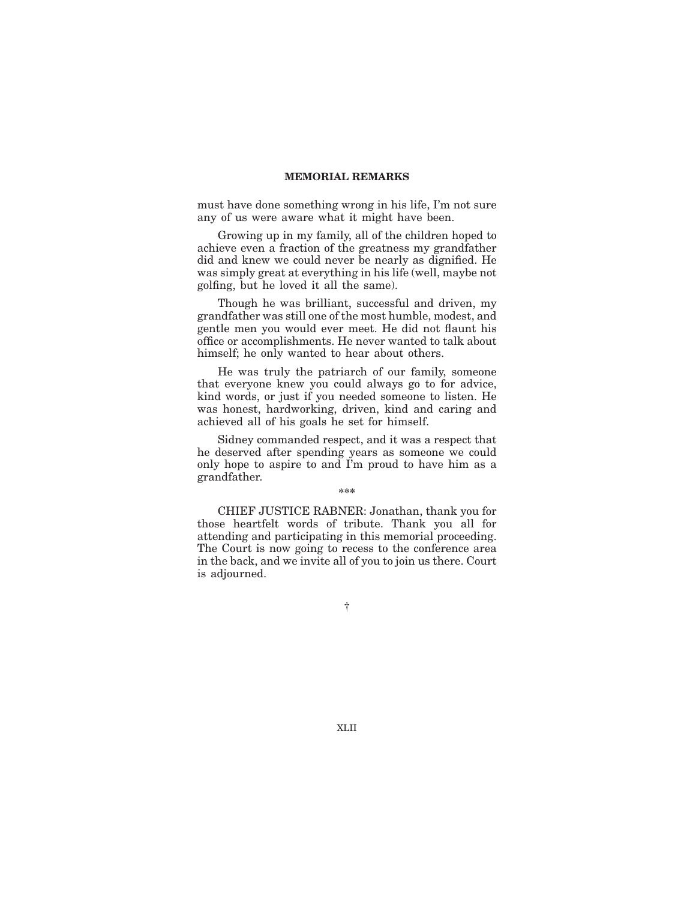must have done something wrong in his life, I'm not sure any of us were aware what it might have been.

Growing up in my family, all of the children hoped to achieve even a fraction of the greatness my grandfather did and knew we could never be nearly as dignified. He was simply great at everything in his life (well, maybe not golfing, but he loved it all the same).

Though he was brilliant, successful and driven, my grandfather was still one of the most humble, modest, and gentle men you would ever meet. He did not flaunt his office or accomplishments. He never wanted to talk about himself; he only wanted to hear about others.

He was truly the patriarch of our family, someone that everyone knew you could always go to for advice, kind words, or just if you needed someone to listen. He was honest, hardworking, driven, kind and caring and achieved all of his goals he set for himself.

Sidney commanded respect, and it was a respect that he deserved after spending years as someone we could only hope to aspire to and I'm proud to have him as a grandfather.

***

CHIEF JUSTICE RABNER: Jonathan, thank you for those heartfelt words of tribute. Thank you all for attending and participating in this memorial proceeding. The Court is now going to recess to the conference area in the back, and we invite all of you to join us there. Court is adjourned.

†